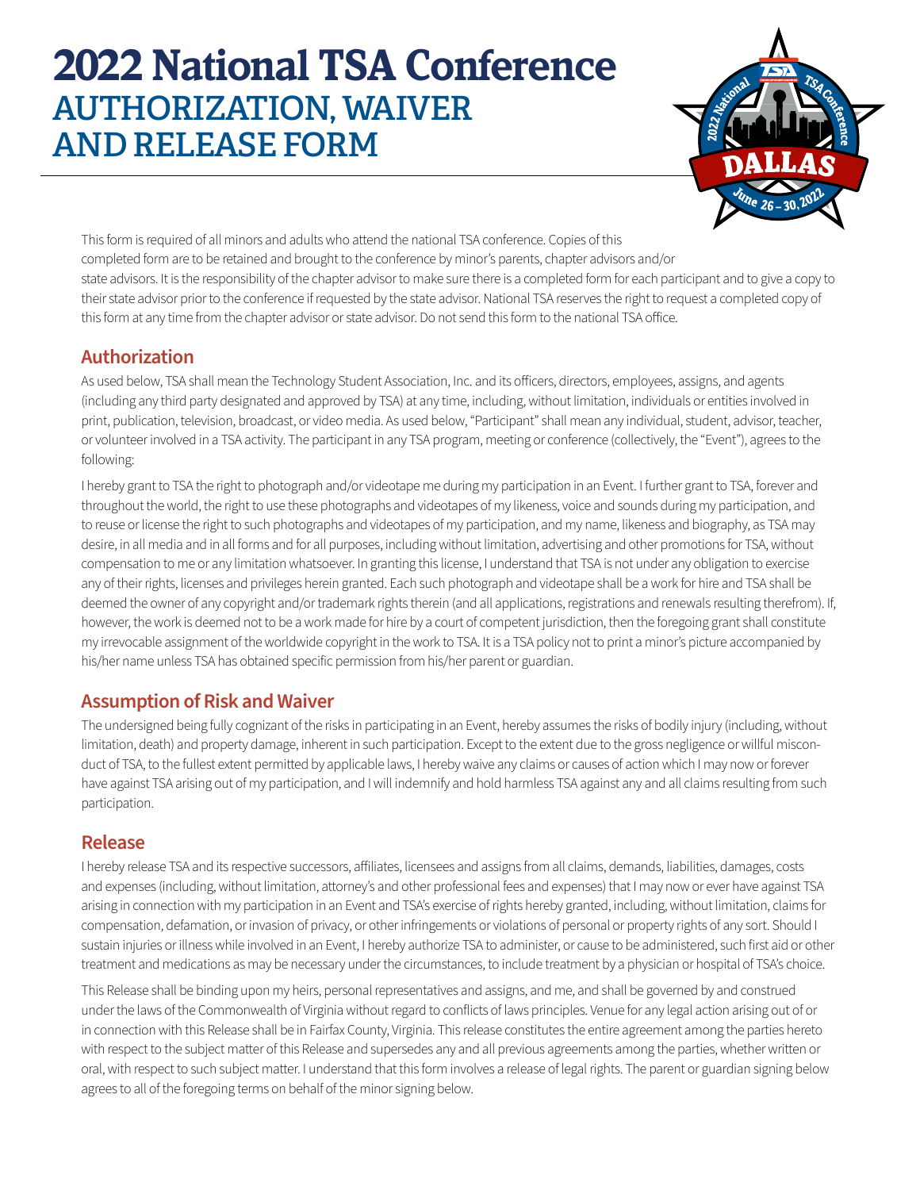# 2022 National TSA Conference
## AUTHORIZATION, WAIVER AND RELEASE FORM

This form is required of all minors and adults who attend the national TSA conference. Copies of this completed form are to be retained and brought to the conference by minor's parents, chapter advisors and/or state advisors. It is the responsibility of the chapter advisor to make sure there is a completed form for each participant and to give a copy to their state advisor prior to the conference if requested by the state advisor. National TSA reserves the right to request a completed copy of this form at any time from the chapter advisor or state advisor. Do not send this form to the national TSA office.

### Authorization

As used below, TSA shall mean the Technology Student Association, Inc. and its officers, directors, employees, assigns, and agents (including any third party designated and approved by TSA) at any time, including, without limitation, individuals or entities involved in print, publication, television, broadcast, or video media. As used below, "Participant" shall mean any individual, student, advisor, teacher, or volunteer involved in a TSA activity. The participant in any TSA program, meeting or conference (collectively, the "Event"), agrees to the following:

I hereby grant to TSA the right to photograph and/or videotape me during my participation in an Event. I further grant to TSA, forever and throughout the world, the right to use these photographs and videotapes of my likeness, voice and sounds during my participation, and to reuse or license the right to such photographs and videotapes of my participation, and my name, likeness and biography, as TSA may desire, in all media and in all forms and for all purposes, including without limitation, advertising and other promotions for TSA, without compensation to me or any limitation whatsoever. In granting this license, I understand that TSA is not under any obligation to exercise any of their rights, licenses and privileges herein granted. Each such photograph and videotape shall be a work for hire and TSA shall be deemed the owner of any copyright and/or trademark rights therein (and all applications, registrations and renewals resulting therefrom). If, however, the work is deemed not to be a work made for hire by a court of competent jurisdiction, then the foregoing grant shall constitute my irrevocable assignment of the worldwide copyright in the work to TSA. It is a TSA policy not to print a minor's picture accompanied by his/her name unless TSA has obtained specific permission from his/her parent or guardian.

### Assumption of Risk and Waiver

The undersigned being fully cognizant of the risks in participating in an Event, hereby assumes the risks of bodily injury (including, without limitation, death) and property damage, inherent in such participation. Except to the extent due to the gross negligence or willful misconduct of TSA, to the fullest extent permitted by applicable laws, I hereby waive any claims or causes of action which I may now or forever have against TSA arising out of my participation, and I will indemnify and hold harmless TSA against any and all claims resulting from such participation.

### Release

I hereby release TSA and its respective successors, affiliates, licensees and assigns from all claims, demands, liabilities, damages, costs and expenses (including, without limitation, attorney's and other professional fees and expenses) that I may now or ever have against TSA arising in connection with my participation in an Event and TSA's exercise of rights hereby granted, including, without limitation, claims for compensation, defamation, or invasion of privacy, or other infringements or violations of personal or property rights of any sort. Should I sustain injuries or illness while involved in an Event, I hereby authorize TSA to administer, or cause to be administered, such first aid or other treatment and medications as may be necessary under the circumstances, to include treatment by a physician or hospital of TSA's choice.

This Release shall be binding upon my heirs, personal representatives and assigns, and me, and shall be governed by and construed under the laws of the Commonwealth of Virginia without regard to conflicts of laws principles. Venue for any legal action arising out of or in connection with this Release shall be in Fairfax County, Virginia. This release constitutes the entire agreement among the parties hereto with respect to the subject matter of this Release and supersedes any and all previous agreements among the parties, whether written or oral, with respect to such subject matter. I understand that this form involves a release of legal rights. The parent or guardian signing below agrees to all of the foregoing terms on behalf of the minor signing below.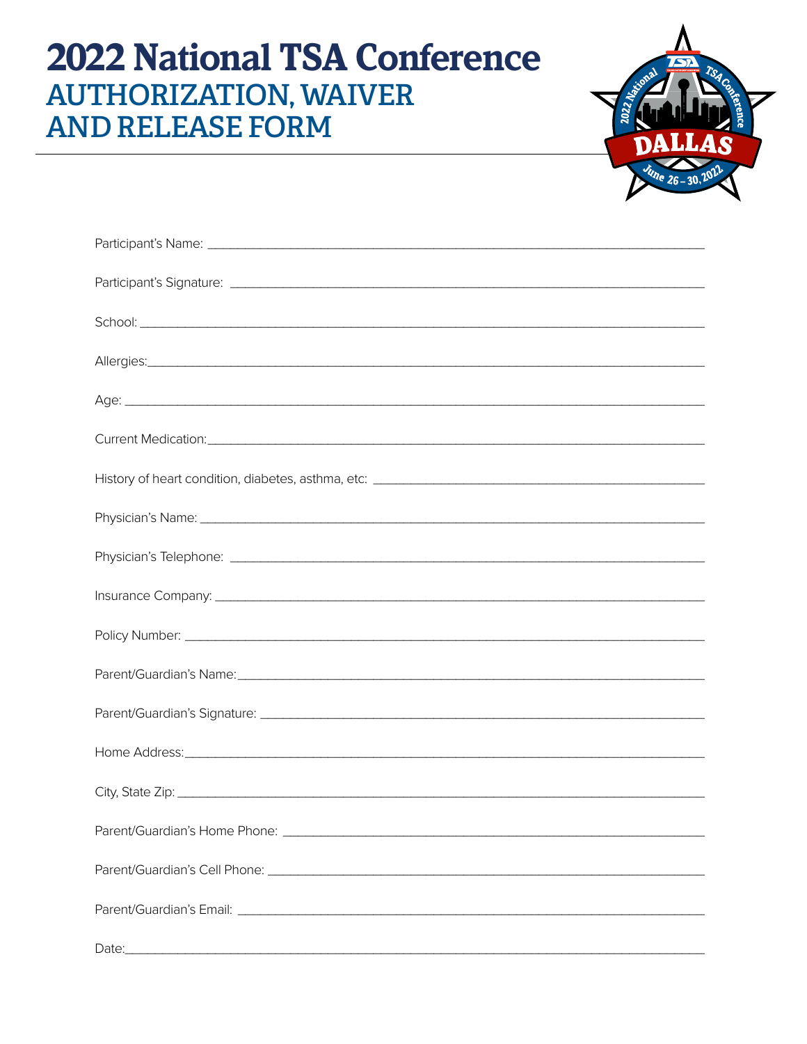# 2022 National TSA Conference

## AUTHORIZATION, WAIVER AND RELEASE FORM

Participant's Name: ___________________________________________

Participant's Signature: ___________________________________________

School: ___________________________________________

Allergies: ___________________________________________

Age: ___________________________________________

Current Medication: ___________________________________________

History of heart condition, diabetes, asthma, etc: ___________________________________________

Physician's Name: ___________________________________________

Physician's Telephone: ___________________________________________

Insurance Company: ___________________________________________

Policy Number: ___________________________________________

Parent/Guardian's Name: ___________________________________________

Parent/Guardian's Signature: ___________________________________________

Home Address: ___________________________________________

City, State Zip: ___________________________________________

Parent/Guardian's Home Phone: ___________________________________________

Parent/Guardian's Cell Phone: ___________________________________________

Parent/Guardian's Email: ___________________________________________

Date: ___________________________________________